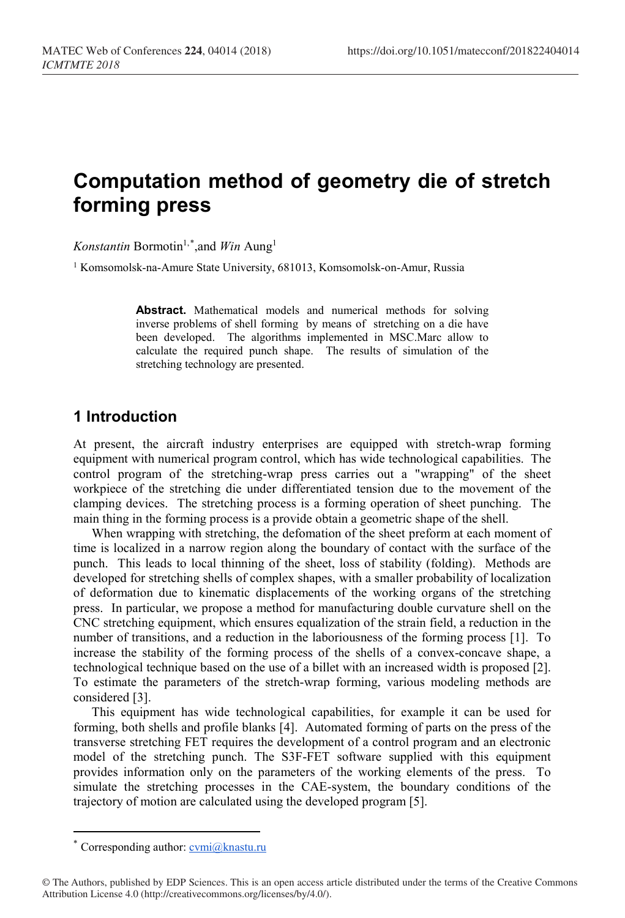# Computation method of geometry die of stretch forming press

*Konstantin* Bormotin[1,*], and *Win* Aung[1]

[1] Komsomolsk-na-Amure State University, 681013, Komsomolsk-on-Amur, Russia

**Abstract.** Mathematical models and numerical methods for solving inverse problems of shell forming by means of stretching on a die have been developed. The algorithms implemented in MSC.Marc allow to calculate the required punch shape. The results of simulation of the stretching technology are presented.

## 1 Introduction

At present, the aircraft industry enterprises are equipped with stretch-wrap forming equipment with numerical program control, which has wide technological capabilities. The control program of the stretching-wrap press carries out a "wrapping" of the sheet workpiece of the stretching die under differentiated tension due to the movement of the clamping devices. The stretching process is a forming operation of sheet punching. The main thing in the forming process is a provide obtain a geometric shape of the shell.

When wrapping with stretching, the defomation of the sheet preform at each moment of time is localized in a narrow region along the boundary of contact with the surface of the punch. This leads to local thinning of the sheet, loss of stability (folding). Methods are developed for stretching shells of complex shapes, with a smaller probability of localization of deformation due to kinematic displacements of the working organs of the stretching press. In particular, we propose a method for manufacturing double curvature shell on the CNC stretching equipment, which ensures equalization of the strain field, a reduction in the number of transitions, and a reduction in the laboriousness of the forming process [1]. To increase the stability of the forming process of the shells of a convex-concave shape, a technological technique based on the use of a billet with an increased width is proposed [2]. To estimate the parameters of the stretch-wrap forming, various modeling methods are considered [3].

This equipment has wide technological capabilities, for example it can be used for forming, both shells and profile blanks [4]. Automated forming of parts on the press of the transverse stretching FET requires the development of a control program and an electronic model of the stretching punch. The S3F-FET software supplied with this equipment provides information only on the parameters of the working elements of the press. To simulate the stretching processes in the CAE-system, the boundary conditions of the trajectory of motion are calculated using the developed program [5].

* Corresponding author: cvmi@knastu.ru

© The Authors, published by EDP Sciences. This is an open access article distributed under the terms of the Creative Commons Attribution License 4.0 (http://creativecommons.org/licenses/by/4.0/).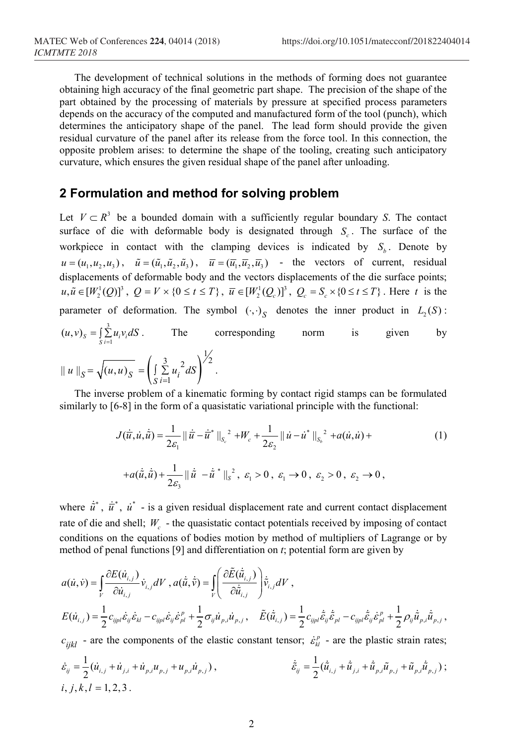The development of technical solutions in the methods of forming does not guarantee obtaining high accuracy of the final geometric part shape. The precision of the shape of the part obtained by the processing of materials by pressure at specified process parameters depends on the accuracy of the computed and manufactured form of the tool (punch), which determines the anticipatory shape of the panel. The lead form should provide the given residual curvature of the panel after its release from the force tool. In this connection, the opposite problem arises: to determine the shape of the tooling, creating such anticipatory curvature, which ensures the given residual shape of the panel after unloading.

## 2 Formulation and method for solving problem

Let $V \subset R^3$ be a bounded domain with a sufficiently regular boundary $S$. The contact surface of die with deformable body is designated through $S_c$. The surface of the workpiece in contact with the clamping devices is indicated by $S_b$. Denote by $u = (u_1, u_2, u_3)$, $\tilde{u} = (\tilde{u}_1, \tilde{u}_2, \tilde{u}_3)$, $\overline{u} = (\overline{u}_1, \overline{u}_2, \overline{u}_3)$ - the vectors of current, residual displacements of deformable body and the vectors displacements of the die surface points; $u, \tilde{u} \in [W_2^1(Q)]^3$, $Q = V \times \{0 \le t \le T\}$, $\overline{u} \in [W_2^1(Q_c)]^3$, $Q_c = S_c \times \{0 \le t \le T\}$. Here $t$ is the parameter of deformation. The symbol $(\cdot,\cdot)_S$ denotes the inner product in $L_2(S)$: $(u,v)_S = \int_S \sum_{i=1}^{3} u_i v_i dS$. The corresponding norm is given by $\| u \|_S = \sqrt{(u,u)_S} = \left( \int_S \sum_{i=1}^{3} u_i^{\,2} dS \right)^{1/2}$.

The inverse problem of a kinematic forming by contact rigid stamps can be formulated similarly to [6-8] in the form of a quasistatic variational principle with the functional:

$$J(\dot{\overline{u}}, \dot{u}, \dot{\tilde{u}}) = \frac{1}{2\varepsilon_1} \| \dot{\overline{u}} - \dot{\overline{u}}^* \|_{S_c}^2 + W_c + \frac{1}{2\varepsilon_2} \| \dot{u} - \dot{u}^* \|_{S_b}^2 + a(\dot{u}, \dot{u}) + \tag{1}$$

$$+ a(\dot{\tilde{u}}, \dot{\tilde{u}}) + \frac{1}{2\varepsilon_3} \| \dot{\tilde{u}} - \dot{\tilde{u}}^* \|_S^2, \ \varepsilon_1 > 0, \ \varepsilon_1 \to 0, \ \varepsilon_2 > 0, \ \varepsilon_2 \to 0,$$

where $\dot{\tilde{u}}^*$, $\dot{\overline{u}}^*$, $\dot{u}^*$ - is a given residual displacement rate and current contact displacement rate of die and shell; $W_c$ - the quasistatic contact potentials received by imposing of contact conditions on the equations of bodies motion by method of multipliers of Lagrange or by method of penal functions [9] and differentiation on $t$; potential form are given by

$$a(\dot{u}, \dot{v}) = \int_V \frac{\partial E(\dot{u}_{i,j})}{\partial \dot{u}_{i,j}} \dot{v}_{i,j} dV, \quad a(\dot{\tilde{u}}, \dot{\tilde{v}}) = \int_V \left( \frac{\partial \tilde{E}(\dot{\tilde{u}}_{i,j})}{\partial \dot{\tilde{u}}_{i,j}} \right) \dot{\tilde{v}}_{i,j} dV,$$

$$E(\dot{u}_{i,j}) = \frac{1}{2} c_{ijpl} \dot{\varepsilon}_{ij} \dot{\varepsilon}_{kl} - c_{ijpl} \dot{\varepsilon}_{ij} \dot{\varepsilon}_{pl}^{p} + \frac{1}{2} \sigma_{ij} \dot{u}_{p,i} \dot{u}_{p,j}, \quad \tilde{E}(\dot{\tilde{u}}_{i,j}) = \frac{1}{2} c_{ijpl} \dot{\tilde{\varepsilon}}_{ij} \dot{\tilde{\varepsilon}}_{pl} - c_{ijpl} \dot{\tilde{\varepsilon}}_{ij} \dot{\tilde{\varepsilon}}_{pl}^{p} + \frac{1}{2} \rho_{ij} \dot{\tilde{u}}_{p,i} \dot{\tilde{u}}_{p,j},$$

$c_{ijkl}$ - are the components of the elastic constant tensor; $\dot{\varepsilon}_{kl}^{p}$ - are the plastic strain rates;

$$\dot{\varepsilon}_{ij} = \frac{1}{2}(\dot{u}_{i,j} + \dot{u}_{j,i} + \dot{u}_{p,i} u_{p,j} + u_{p,i} \dot{u}_{p,j}), \qquad \dot{\tilde{\varepsilon}}_{ij} = \frac{1}{2}(\dot{\tilde{u}}_{i,j} + \dot{\tilde{u}}_{j,i} + \dot{\tilde{u}}_{p,i} \tilde{u}_{p,j} + \tilde{u}_{p,i} \dot{\tilde{u}}_{p,j});$$

$i, j, k, l = 1, 2, 3$.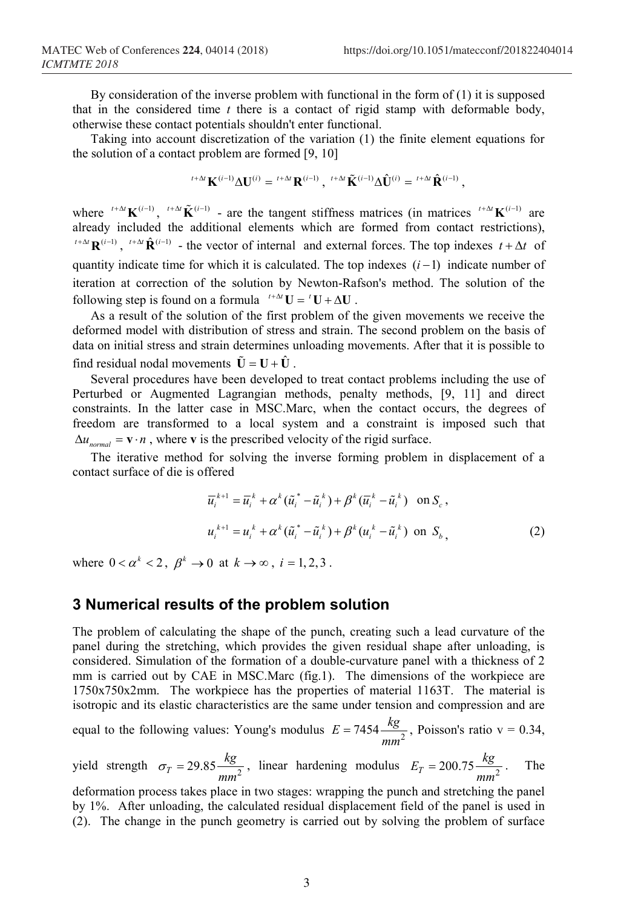By consideration of the inverse problem with functional in the form of (1) it is supposed that in the considered time $t$ there is a contact of rigid stamp with deformable body, otherwise these contact potentials shouldn't enter functional.

Taking into account discretization of the variation (1) the finite element equations for the solution of a contact problem are formed [9, 10]

$$^{t+\Delta t}\mathbf{K}^{(i-1)}\Delta\mathbf{U}^{(i)} = {}^{t+\Delta t}\mathbf{R}^{(i-1)}, \quad {}^{t+\Delta t}\tilde{\mathbf{K}}^{(i-1)}\Delta\hat{\mathbf{U}}^{(i)} = {}^{t+\Delta t}\hat{\mathbf{R}}^{(i-1)},$$

where ${}^{t+\Delta t}\mathbf{K}^{(i-1)}$, ${}^{t+\Delta t}\tilde{\mathbf{K}}^{(i-1)}$ - are the tangent stiffness matrices (in matrices ${}^{t+\Delta t}\mathbf{K}^{(i-1)}$ are already included the additional elements which are formed from contact restrictions), ${}^{t+\Delta t}\mathbf{R}^{(i-1)}$, ${}^{t+\Delta t}\hat{\mathbf{R}}^{(i-1)}$ - the vector of internal and external forces. The top indexes $t+\Delta t$ of quantity indicate time for which it is calculated. The top indexes $(i-1)$ indicate number of iteration at correction of the solution by Newton-Rafson's method. The solution of the following step is found on a formula ${}^{t+\Delta t}\mathbf{U} = {}^{t}\mathbf{U} + \Delta\mathbf{U}$.

As a result of the solution of the first problem of the given movements we receive the deformed model with distribution of stress and strain. The second problem on the basis of data on initial stress and strain determines unloading movements. After that it is possible to find residual nodal movements $\tilde{\mathbf{U}} = \mathbf{U} + \hat{\mathbf{U}}$.

Several procedures have been developed to treat contact problems including the use of Perturbed or Augmented Lagrangian methods, penalty methods, [9, 11] and direct constraints. In the latter case in MSC.Marc, when the contact occurs, the degrees of freedom are transformed to a local system and a constraint is imposed such that $\Delta u_{normal} = \mathbf{v} \cdot n$, where $\mathbf{v}$ is the prescribed velocity of the rigid surface.

The iterative method for solving the inverse forming problem in displacement of a contact surface of die is offered

$$\bar{u}_i^{k+1} = \bar{u}_i^{k} + \alpha^k(\tilde{u}_i^{*} - \tilde{u}_i^{k}) + \beta^k(\bar{u}_i^{k} - \tilde{u}_i^{k}) \quad \text{on } S_c,$$

$$u_i^{k+1} = u_i^{k} + \alpha^k(\tilde{u}_i^{*} - \tilde{u}_i^{k}) + \beta^k(u_i^{k} - \tilde{u}_i^{k}) \quad \text{on } S_b, \tag{2}$$

where $0 < \alpha^k < 2$, $\beta^k \to 0$ at $k \to \infty$, $i = 1,2,3$.

## 3 Numerical results of the problem solution

The problem of calculating the shape of the punch, creating such a lead curvature of the panel during the stretching, which provides the given residual shape after unloading, is considered. Simulation of the formation of a double-curvature panel with a thickness of 2 mm is carried out by CAE in MSC.Marc (fig.1). The dimensions of the workpiece are 1750x750x2mm. The workpiece has the properties of material 1163T. The material is isotropic and its elastic characteristics are the same under tension and compression and are equal to the following values: Young's modulus $E = 7454 \frac{kg}{mm^2}$, Poisson's ratio v = 0.34, yield strength $\sigma_T = 29.85 \frac{kg}{mm^2}$, linear hardening modulus $E_T = 200.75 \frac{kg}{mm^2}$. The deformation process takes place in two stages: wrapping the punch and stretching the panel by 1%. After unloading, the calculated residual displacement field of the panel is used in (2). The change in the punch geometry is carried out by solving the problem of surface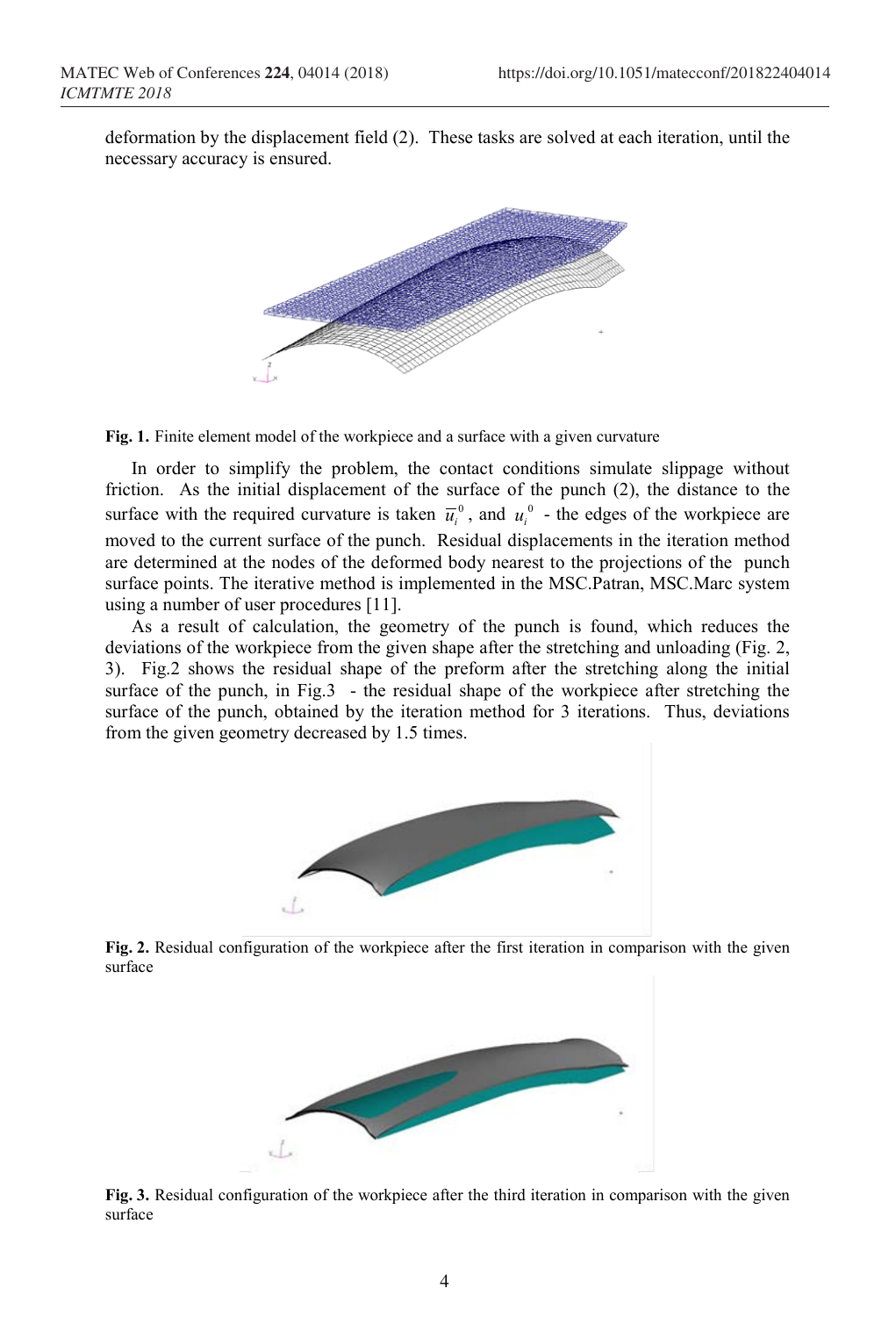deformation by the displacement field (2). These tasks are solved at each iteration, until the necessary accuracy is ensured.

**Fig. 1.** Finite element model of the workpiece and a surface with a given curvature

In order to simplify the problem, the contact conditions simulate slippage without friction. As the initial displacement of the surface of the punch (2), the distance to the surface with the required curvature is taken $\overline{u}_i^0$, and $u_i^0$ - the edges of the workpiece are moved to the current surface of the punch. Residual displacements in the iteration method are determined at the nodes of the deformed body nearest to the projections of the punch surface points. The iterative method is implemented in the MSC.Patran, MSC.Marc system using a number of user procedures [11].

As a result of calculation, the geometry of the punch is found, which reduces the deviations of the workpiece from the given shape after the stretching and unloading (Fig. 2, 3). Fig.2 shows the residual shape of the preform after the stretching along the initial surface of the punch, in Fig.3 - the residual shape of the workpiece after stretching the surface of the punch, obtained by the iteration method for 3 iterations. Thus, deviations from the given geometry decreased by 1.5 times.

**Fig. 2.** Residual configuration of the workpiece after the first iteration in comparison with the given surface

**Fig. 3.** Residual configuration of the workpiece after the third iteration in comparison with the given surface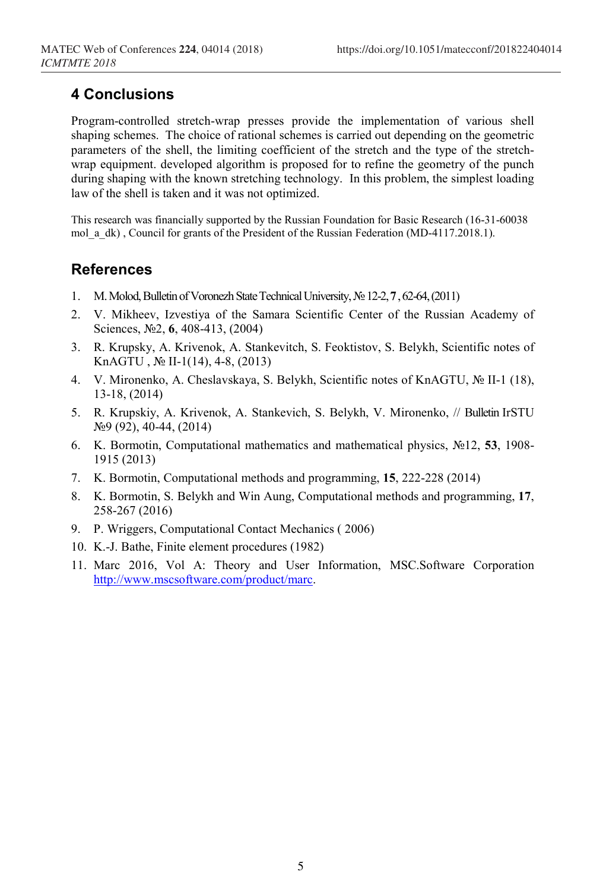## 4 Conclusions

Program-controlled stretch-wrap presses provide the implementation of various shell shaping schemes. The choice of rational schemes is carried out depending on the geometric parameters of the shell, the limiting coefficient of the stretch and the type of the stretch-wrap equipment. developed algorithm is proposed for to refine the geometry of the punch during shaping with the known stretching technology. In this problem, the simplest loading law of the shell is taken and it was not optimized.

This research was financially supported by the Russian Foundation for Basic Research (16-31-60038 mol_a_dk) , Council for grants of the President of the Russian Federation (MD-4117.2018.1).

## References

1. M. Molod, Bulletin of Voronezh State Technical University, № 12-2, **7** , 62-64, (2011)
2. V. Mikheev, Izvestiya of the Samara Scientific Center of the Russian Academy of Sciences, №2, **6**, 408-413, (2004)
3. R. Krupsky, A. Krivenok, A. Stankevitch, S. Feoktistov, S. Belykh, Scientific notes of KnAGTU , № II-1(14), 4-8, (2013)
4. V. Mironenko, A. Cheslavskaya, S. Belykh, Scientific notes of KnAGTU, № II-1 (18), 13-18, (2014)
5. R. Krupskiy, A. Krivenok, A. Stankevich, S. Belykh, V. Mironenko, // Bulletin IrSTU №9 (92), 40-44, (2014)
6. K. Bormotin, Computational mathematics and mathematical physics, №12, **53**, 1908-1915 (2013)
7. K. Bormotin, Computational methods and programming, **15**, 222-228 (2014)
8. K. Bormotin, S. Belykh and Win Aung, Computational methods and programming, **17**, 258-267 (2016)
9. P. Wriggers, Computational Contact Mechanics ( 2006)
10. K.-J. Bathe, Finite element procedures (1982)
11. Marc 2016, Vol A: Theory and User Information, MSC.Software Corporation http://www.mscsoftware.com/product/marc.